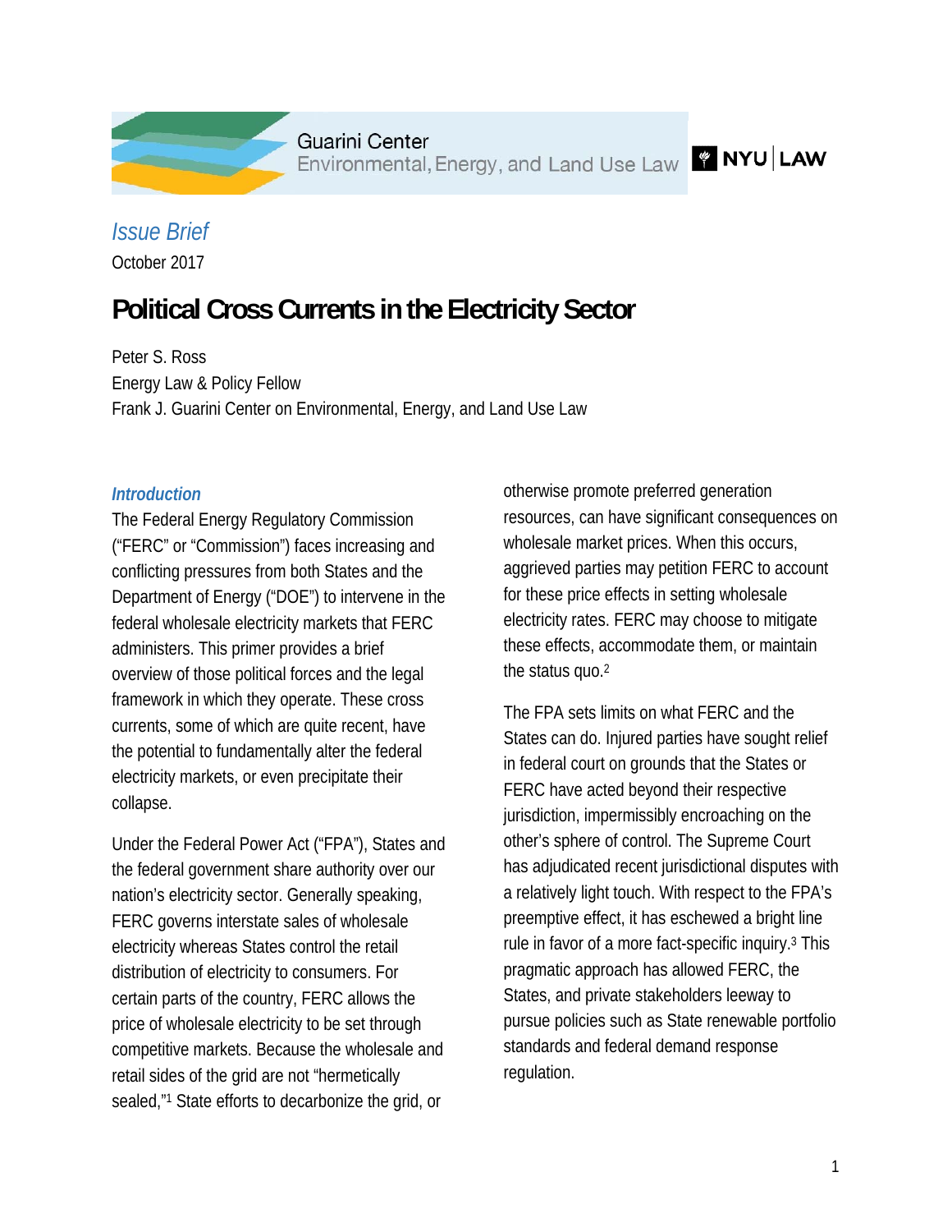Guarini Center
Environmental, Energy, and Land Use Law

NYU | LAW

*Issue Brief*

October 2017

# Political Cross Currents in the Electricity Sector

Peter S. Ross
Energy Law & Policy Fellow
Frank J. Guarini Center on Environmental, Energy, and Land Use Law

## *Introduction*

The Federal Energy Regulatory Commission ("FERC" or "Commission") faces increasing and conflicting pressures from both States and the Department of Energy ("DOE") to intervene in the federal wholesale electricity markets that FERC administers. This primer provides a brief overview of those political forces and the legal framework in which they operate. These cross currents, some of which are quite recent, have the potential to fundamentally alter the federal electricity markets, or even precipitate their collapse.

Under the Federal Power Act ("FPA"), States and the federal government share authority over our nation's electricity sector. Generally speaking, FERC governs interstate sales of wholesale electricity whereas States control the retail distribution of electricity to consumers. For certain parts of the country, FERC allows the price of wholesale electricity to be set through competitive markets. Because the wholesale and retail sides of the grid are not "hermetically sealed,"[1] State efforts to decarbonize the grid, or otherwise promote preferred generation resources, can have significant consequences on wholesale market prices. When this occurs, aggrieved parties may petition FERC to account for these price effects in setting wholesale electricity rates. FERC may choose to mitigate these effects, accommodate them, or maintain the status quo.[2]

The FPA sets limits on what FERC and the States can do. Injured parties have sought relief in federal court on grounds that the States or FERC have acted beyond their respective jurisdiction, impermissibly encroaching on the other's sphere of control. The Supreme Court has adjudicated recent jurisdictional disputes with a relatively light touch. With respect to the FPA's preemptive effect, it has eschewed a bright line rule in favor of a more fact-specific inquiry.[3] This pragmatic approach has allowed FERC, the States, and private stakeholders leeway to pursue policies such as State renewable portfolio standards and federal demand response regulation.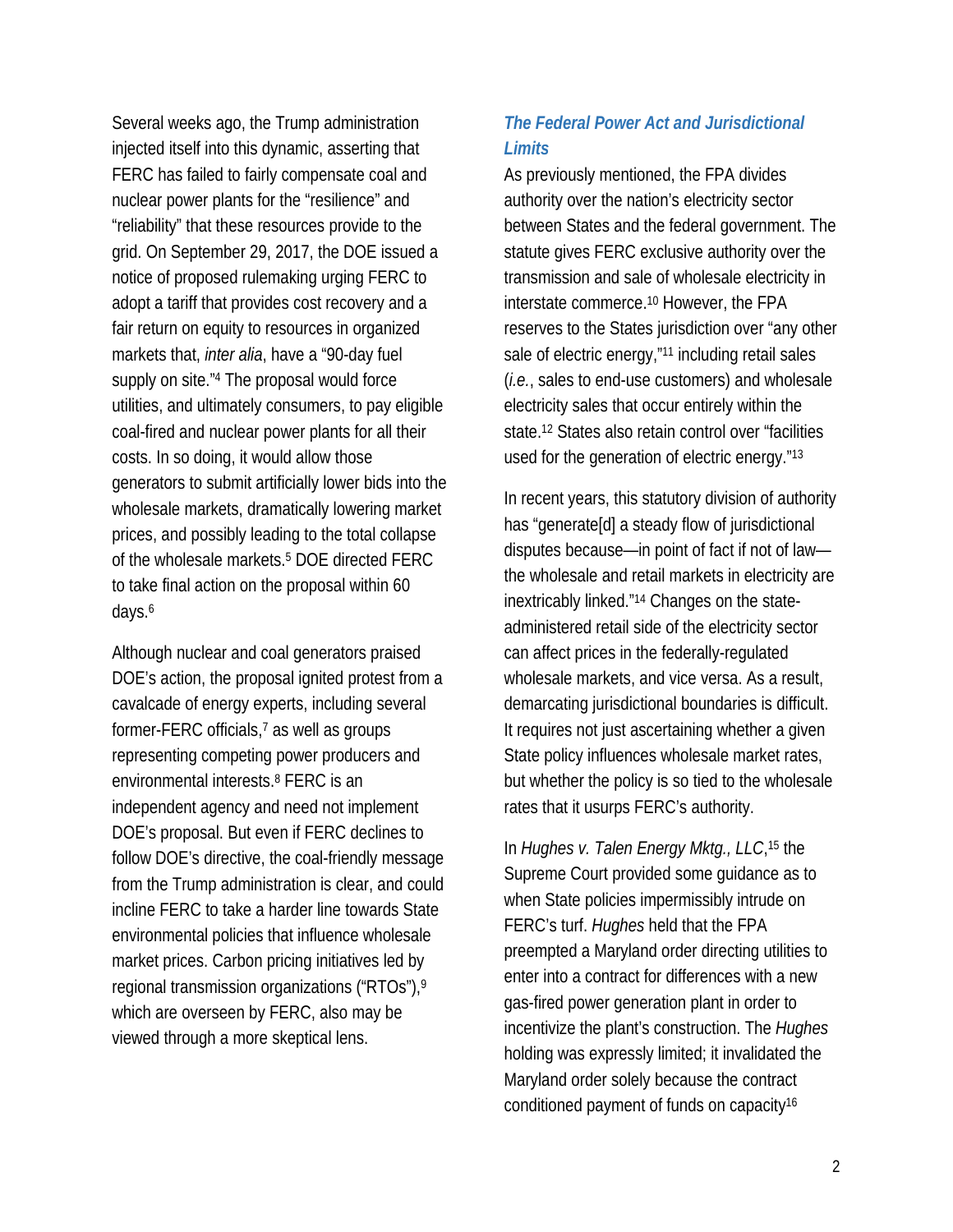Several weeks ago, the Trump administration injected itself into this dynamic, asserting that FERC has failed to fairly compensate coal and nuclear power plants for the "resilience" and "reliability" that these resources provide to the grid. On September 29, 2017, the DOE issued a notice of proposed rulemaking urging FERC to adopt a tariff that provides cost recovery and a fair return on equity to resources in organized markets that, *inter alia*, have a "90-day fuel supply on site."[4] The proposal would force utilities, and ultimately consumers, to pay eligible coal-fired and nuclear power plants for all their costs. In so doing, it would allow those generators to submit artificially lower bids into the wholesale markets, dramatically lowering market prices, and possibly leading to the total collapse of the wholesale markets.[5] DOE directed FERC to take final action on the proposal within 60 days.[6]

Although nuclear and coal generators praised DOE's action, the proposal ignited protest from a cavalcade of energy experts, including several former-FERC officials,[7] as well as groups representing competing power producers and environmental interests.[8] FERC is an independent agency and need not implement DOE's proposal. But even if FERC declines to follow DOE's directive, the coal-friendly message from the Trump administration is clear, and could incline FERC to take a harder line towards State environmental policies that influence wholesale market prices. Carbon pricing initiatives led by regional transmission organizations ("RTOs"),[9] which are overseen by FERC, also may be viewed through a more skeptical lens.

### *The Federal Power Act and Jurisdictional Limits*

As previously mentioned, the FPA divides authority over the nation's electricity sector between States and the federal government. The statute gives FERC exclusive authority over the transmission and sale of wholesale electricity in interstate commerce.[10] However, the FPA reserves to the States jurisdiction over "any other sale of electric energy,"[11] including retail sales (*i.e.*, sales to end-use customers) and wholesale electricity sales that occur entirely within the state.[12] States also retain control over "facilities used for the generation of electric energy."[13]

In recent years, this statutory division of authority has "generate[d] a steady flow of jurisdictional disputes because—in point of fact if not of law—the wholesale and retail markets in electricity are inextricably linked."[14] Changes on the state-administered retail side of the electricity sector can affect prices in the federally-regulated wholesale markets, and vice versa. As a result, demarcating jurisdictional boundaries is difficult. It requires not just ascertaining whether a given State policy influences wholesale market rates, but whether the policy is so tied to the wholesale rates that it usurps FERC's authority.

In *Hughes v. Talen Energy Mktg., LLC*,[15] the Supreme Court provided some guidance as to when State policies impermissibly intrude on FERC's turf. *Hughes* held that the FPA preempted a Maryland order directing utilities to enter into a contract for differences with a new gas-fired power generation plant in order to incentivize the plant's construction. The *Hughes* holding was expressly limited; it invalidated the Maryland order solely because the contract conditioned payment of funds on capacity[16]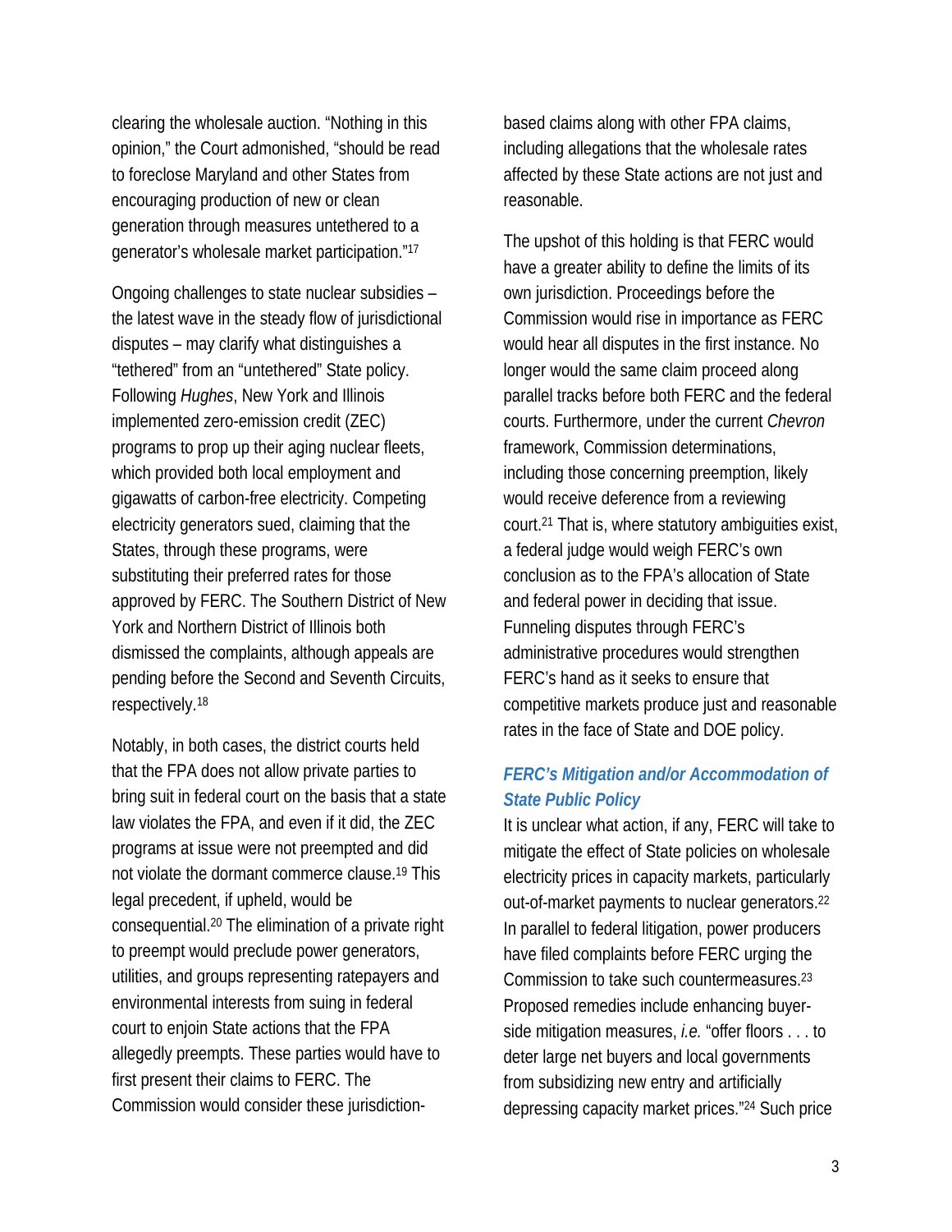clearing the wholesale auction. "Nothing in this opinion," the Court admonished, "should be read to foreclose Maryland and other States from encouraging production of new or clean generation through measures untethered to a generator's wholesale market participation."[17]

Ongoing challenges to state nuclear subsidies – the latest wave in the steady flow of jurisdictional disputes – may clarify what distinguishes a "tethered" from an "untethered" State policy. Following *Hughes*, New York and Illinois implemented zero-emission credit (ZEC) programs to prop up their aging nuclear fleets, which provided both local employment and gigawatts of carbon-free electricity. Competing electricity generators sued, claiming that the States, through these programs, were substituting their preferred rates for those approved by FERC. The Southern District of New York and Northern District of Illinois both dismissed the complaints, although appeals are pending before the Second and Seventh Circuits, respectively.[18]

Notably, in both cases, the district courts held that the FPA does not allow private parties to bring suit in federal court on the basis that a state law violates the FPA, and even if it did, the ZEC programs at issue were not preempted and did not violate the dormant commerce clause.[19] This legal precedent, if upheld, would be consequential.[20] The elimination of a private right to preempt would preclude power generators, utilities, and groups representing ratepayers and environmental interests from suing in federal court to enjoin State actions that the FPA allegedly preempts. These parties would have to first present their claims to FERC. The Commission would consider these jurisdiction-based claims along with other FPA claims, including allegations that the wholesale rates affected by these State actions are not just and reasonable.

The upshot of this holding is that FERC would have a greater ability to define the limits of its own jurisdiction. Proceedings before the Commission would rise in importance as FERC would hear all disputes in the first instance. No longer would the same claim proceed along parallel tracks before both FERC and the federal courts. Furthermore, under the current *Chevron* framework, Commission determinations, including those concerning preemption, likely would receive deference from a reviewing court.[21] That is, where statutory ambiguities exist, a federal judge would weigh FERC's own conclusion as to the FPA's allocation of State and federal power in deciding that issue. Funneling disputes through FERC's administrative procedures would strengthen FERC's hand as it seeks to ensure that competitive markets produce just and reasonable rates in the face of State and DOE policy.

### *FERC's Mitigation and/or Accommodation of State Public Policy*

It is unclear what action, if any, FERC will take to mitigate the effect of State policies on wholesale electricity prices in capacity markets, particularly out-of-market payments to nuclear generators.[22] In parallel to federal litigation, power producers have filed complaints before FERC urging the Commission to take such countermeasures.[23] Proposed remedies include enhancing buyer-side mitigation measures, *i.e.* "offer floors . . . to deter large net buyers and local governments from subsidizing new entry and artificially depressing capacity market prices."[24] Such price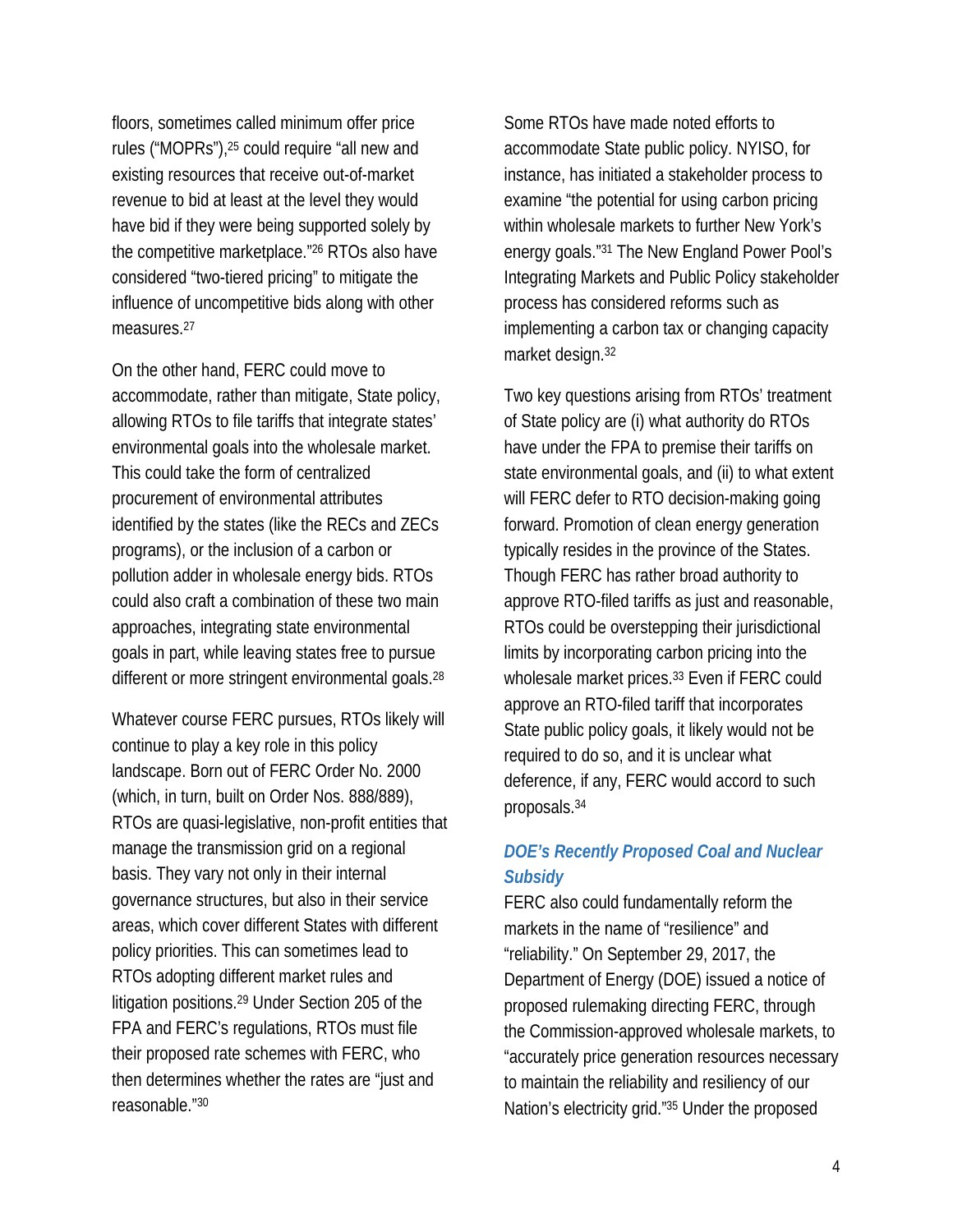floors, sometimes called minimum offer price rules ("MOPRs"),[25] could require "all new and existing resources that receive out-of-market revenue to bid at least at the level they would have bid if they were being supported solely by the competitive marketplace."[26] RTOs also have considered "two-tiered pricing" to mitigate the influence of uncompetitive bids along with other measures.[27]

On the other hand, FERC could move to accommodate, rather than mitigate, State policy, allowing RTOs to file tariffs that integrate states' environmental goals into the wholesale market. This could take the form of centralized procurement of environmental attributes identified by the states (like the RECs and ZECs programs), or the inclusion of a carbon or pollution adder in wholesale energy bids. RTOs could also craft a combination of these two main approaches, integrating state environmental goals in part, while leaving states free to pursue different or more stringent environmental goals.[28]

Whatever course FERC pursues, RTOs likely will continue to play a key role in this policy landscape. Born out of FERC Order No. 2000 (which, in turn, built on Order Nos. 888/889), RTOs are quasi-legislative, non-profit entities that manage the transmission grid on a regional basis. They vary not only in their internal governance structures, but also in their service areas, which cover different States with different policy priorities. This can sometimes lead to RTOs adopting different market rules and litigation positions.[29] Under Section 205 of the FPA and FERC's regulations, RTOs must file their proposed rate schemes with FERC, who then determines whether the rates are "just and reasonable."[30]

Some RTOs have made noted efforts to accommodate State public policy. NYISO, for instance, has initiated a stakeholder process to examine "the potential for using carbon pricing within wholesale markets to further New York's energy goals."[31] The New England Power Pool's Integrating Markets and Public Policy stakeholder process has considered reforms such as implementing a carbon tax or changing capacity market design.[32]

Two key questions arising from RTOs' treatment of State policy are (i) what authority do RTOs have under the FPA to premise their tariffs on state environmental goals, and (ii) to what extent will FERC defer to RTO decision-making going forward. Promotion of clean energy generation typically resides in the province of the States. Though FERC has rather broad authority to approve RTO-filed tariffs as just and reasonable, RTOs could be overstepping their jurisdictional limits by incorporating carbon pricing into the wholesale market prices.[33] Even if FERC could approve an RTO-filed tariff that incorporates State public policy goals, it likely would not be required to do so, and it is unclear what deference, if any, FERC would accord to such proposals.[34]

### *DOE's Recently Proposed Coal and Nuclear Subsidy*

FERC also could fundamentally reform the markets in the name of "resilience" and "reliability." On September 29, 2017, the Department of Energy (DOE) issued a notice of proposed rulemaking directing FERC, through the Commission-approved wholesale markets, to "accurately price generation resources necessary to maintain the reliability and resiliency of our Nation's electricity grid."[35] Under the proposed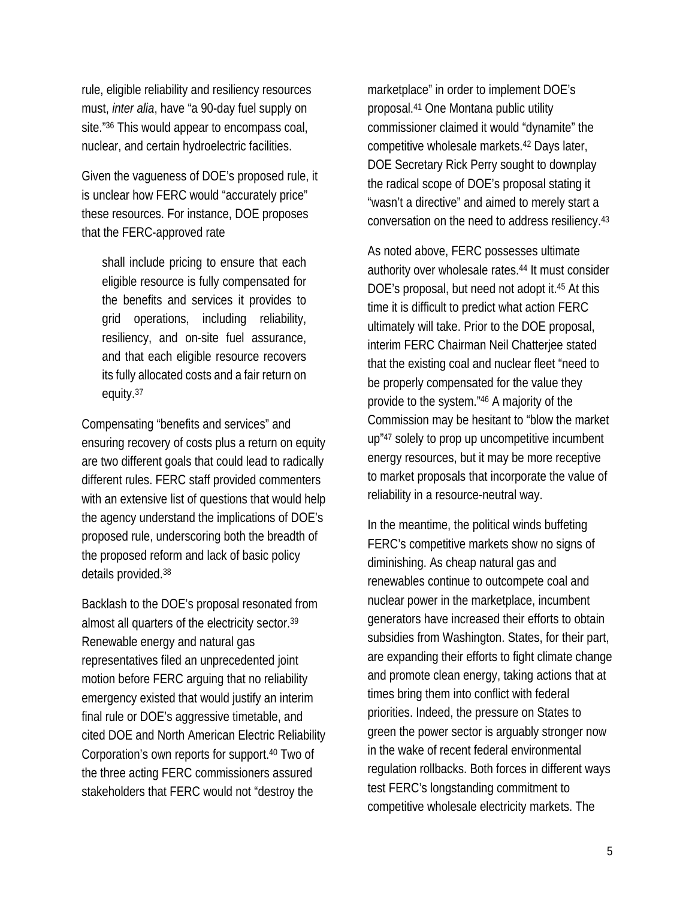rule, eligible reliability and resiliency resources must, *inter alia*, have "a 90-day fuel supply on site."[36] This would appear to encompass coal, nuclear, and certain hydroelectric facilities.

Given the vagueness of DOE's proposed rule, it is unclear how FERC would "accurately price" these resources. For instance, DOE proposes that the FERC-approved rate

> shall include pricing to ensure that each eligible resource is fully compensated for the benefits and services it provides to grid operations, including reliability, resiliency, and on-site fuel assurance, and that each eligible resource recovers its fully allocated costs and a fair return on equity.[37]

Compensating "benefits and services" and ensuring recovery of costs plus a return on equity are two different goals that could lead to radically different rules. FERC staff provided commenters with an extensive list of questions that would help the agency understand the implications of DOE's proposed rule, underscoring both the breadth of the proposed reform and lack of basic policy details provided.[38]

Backlash to the DOE's proposal resonated from almost all quarters of the electricity sector.[39] Renewable energy and natural gas representatives filed an unprecedented joint motion before FERC arguing that no reliability emergency existed that would justify an interim final rule or DOE's aggressive timetable, and cited DOE and North American Electric Reliability Corporation's own reports for support.[40] Two of the three acting FERC commissioners assured stakeholders that FERC would not "destroy the marketplace" in order to implement DOE's proposal.[41] One Montana public utility commissioner claimed it would "dynamite" the competitive wholesale markets.[42] Days later, DOE Secretary Rick Perry sought to downplay the radical scope of DOE's proposal stating it "wasn't a directive" and aimed to merely start a conversation on the need to address resiliency.[43]

As noted above, FERC possesses ultimate authority over wholesale rates.[44] It must consider DOE's proposal, but need not adopt it.[45] At this time it is difficult to predict what action FERC ultimately will take. Prior to the DOE proposal, interim FERC Chairman Neil Chatterjee stated that the existing coal and nuclear fleet "need to be properly compensated for the value they provide to the system."[46] A majority of the Commission may be hesitant to "blow the market up"[47] solely to prop up uncompetitive incumbent energy resources, but it may be more receptive to market proposals that incorporate the value of reliability in a resource-neutral way.

In the meantime, the political winds buffeting FERC's competitive markets show no signs of diminishing. As cheap natural gas and renewables continue to outcompete coal and nuclear power in the marketplace, incumbent generators have increased their efforts to obtain subsidies from Washington. States, for their part, are expanding their efforts to fight climate change and promote clean energy, taking actions that at times bring them into conflict with federal priorities. Indeed, the pressure on States to green the power sector is arguably stronger now in the wake of recent federal environmental regulation rollbacks. Both forces in different ways test FERC's longstanding commitment to competitive wholesale electricity markets. The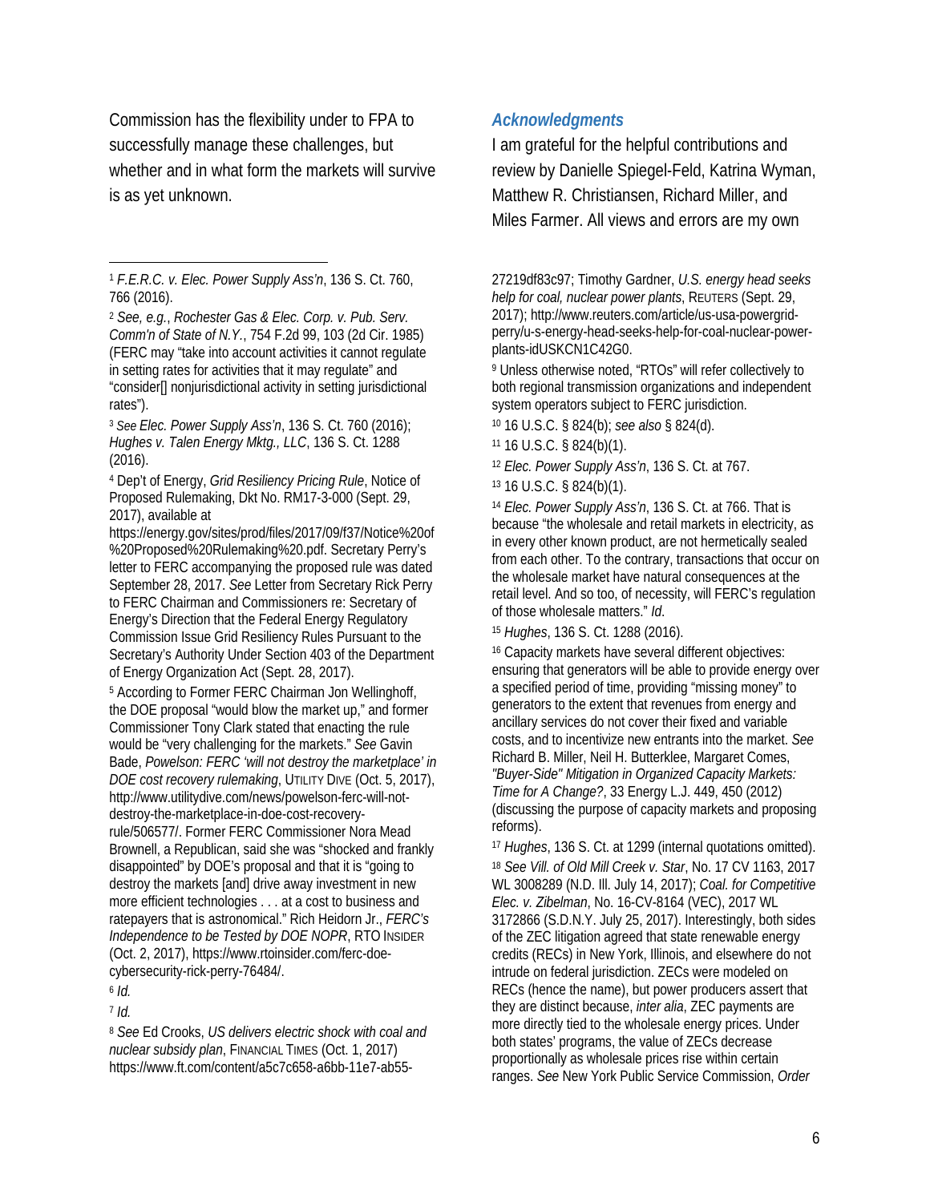Commission has the flexibility under to FPA to successfully manage these challenges, but whether and in what form the markets will survive is as yet unknown.

### *Acknowledgments*

I am grateful for the helpful contributions and review by Danielle Spiegel-Feld, Katrina Wyman, Matthew R. Christiansen, Richard Miller, and Miles Farmer. All views and errors are my own

---

[1] *F.E.R.C. v. Elec. Power Supply Ass'n*, 136 S. Ct. 760, 766 (2016).

[2] *See, e.g.*, *Rochester Gas & Elec. Corp. v. Pub. Serv. Comm'n of State of N.Y.*, 754 F.2d 99, 103 (2d Cir. 1985) (FERC may "take into account activities it cannot regulate in setting rates for activities that it may regulate" and "consider[] nonjurisdictional activity in setting jurisdictional rates").

[3] *See Elec. Power Supply Ass'n*, 136 S. Ct. 760 (2016); *Hughes v. Talen Energy Mktg., LLC*, 136 S. Ct. 1288 (2016).

[4] Dep't of Energy, *Grid Resiliency Pricing Rule*, Notice of Proposed Rulemaking, Dkt No. RM17-3-000 (Sept. 29, 2017), available at https://energy.gov/sites/prod/files/2017/09/f37/Notice%20of%20Proposed%20Rulemaking%20.pdf. Secretary Perry's letter to FERC accompanying the proposed rule was dated September 28, 2017. *See* Letter from Secretary Rick Perry to FERC Chairman and Commissioners re: Secretary of Energy's Direction that the Federal Energy Regulatory Commission Issue Grid Resiliency Rules Pursuant to the Secretary's Authority Under Section 403 of the Department of Energy Organization Act (Sept. 28, 2017).

[5] According to Former FERC Chairman Jon Wellinghoff, the DOE proposal "would blow the market up," and former Commissioner Tony Clark stated that enacting the rule would be "very challenging for the markets." *See* Gavin Bade, *Powelson: FERC 'will not destroy the marketplace' in DOE cost recovery rulemaking*, UTILITY DIVE (Oct. 5, 2017), http://www.utilitydive.com/news/powelson-ferc-will-not-destroy-the-marketplace-in-doe-cost-recovery-rule/506577/. Former FERC Commissioner Nora Mead Brownell, a Republican, said she was "shocked and frankly disappointed" by DOE's proposal and that it is "going to destroy the markets [and] drive away investment in new more efficient technologies . . . at a cost to business and ratepayers that is astronomical." Rich Heidorn Jr., *FERC's Independence to be Tested by DOE NOPR*, RTO INSIDER (Oct. 2, 2017), https://www.rtoinsider.com/ferc-doe-cybersecurity-rick-perry-76484/.

[6] *Id.*

[7] *Id.*

[8] *See* Ed Crooks, *US delivers electric shock with coal and nuclear subsidy plan*, FINANCIAL TIMES (Oct. 1, 2017) https://www.ft.com/content/a5c7c658-a6bb-11e7-ab55-27219df83c97; Timothy Gardner, *U.S. energy head seeks help for coal, nuclear power plants*, REUTERS (Sept. 29, 2017); http://www.reuters.com/article/us-usa-powergrid-perry/u-s-energy-head-seeks-help-for-coal-nuclear-power-plants-idUSKCN1C42G0.

[9] Unless otherwise noted, "RTOs" will refer collectively to both regional transmission organizations and independent system operators subject to FERC jurisdiction.

[10] 16 U.S.C. § 824(b); *see also* § 824(d).

[11] 16 U.S.C. § 824(b)(1).

[12] *Elec. Power Supply Ass'n*, 136 S. Ct. at 767.

[13] 16 U.S.C. § 824(b)(1).

[14] *Elec. Power Supply Ass'n*, 136 S. Ct. at 766. That is because "the wholesale and retail markets in electricity, as in every other known product, are not hermetically sealed from each other. To the contrary, transactions that occur on the wholesale market have natural consequences at the retail level. And so too, of necessity, will FERC's regulation of those wholesale matters." *Id*.

[15] *Hughes*, 136 S. Ct. 1288 (2016).

[16] Capacity markets have several different objectives: ensuring that generators will be able to provide energy over a specified period of time, providing "missing money" to generators to the extent that revenues from energy and ancillary services do not cover their fixed and variable costs, and to incentivize new entrants into the market. *See* Richard B. Miller, Neil H. Butterklee, Margaret Comes, *"Buyer-Side" Mitigation in Organized Capacity Markets: Time for A Change?*, 33 Energy L.J. 449, 450 (2012) (discussing the purpose of capacity markets and proposing reforms).

[17] *Hughes*, 136 S. Ct. at 1299 (internal quotations omitted).

[18] *See Vill. of Old Mill Creek v. Star*, No. 17 CV 1163, 2017 WL 3008289 (N.D. Ill. July 14, 2017); *Coal. for Competitive Elec. v. Zibelman*, No. 16-CV-8164 (VEC), 2017 WL 3172866 (S.D.N.Y. July 25, 2017). Interestingly, both sides of the ZEC litigation agreed that state renewable energy credits (RECs) in New York, Illinois, and elsewhere do not intrude on federal jurisdiction. ZECs were modeled on RECs (hence the name), but power producers assert that they are distinct because, *inter alia*, ZEC payments are more directly tied to the wholesale energy prices. Under both states' programs, the value of ZECs decrease proportionally as wholesale prices rise within certain ranges. *See* New York Public Service Commission, *Order*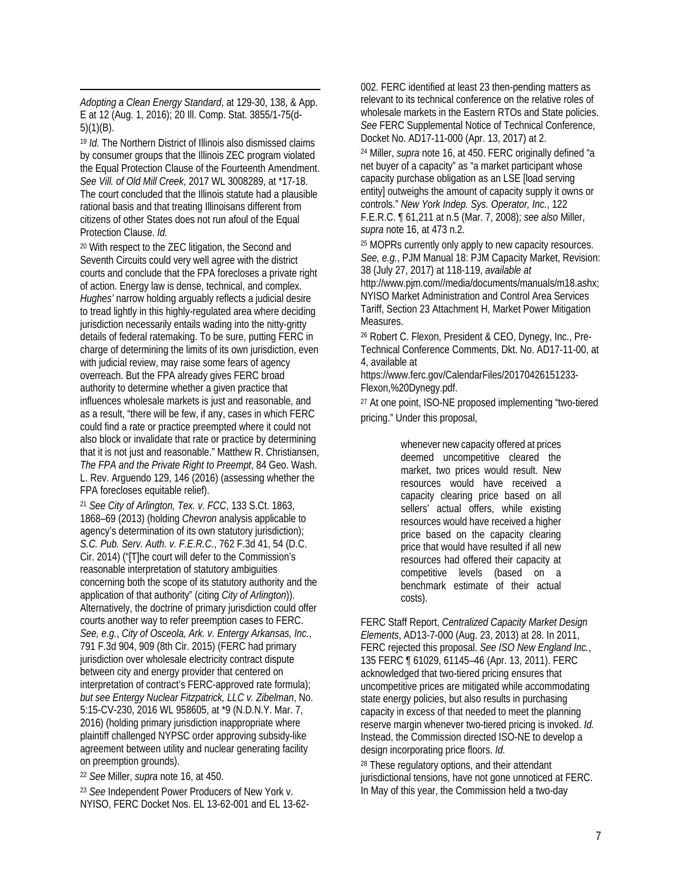*Adopting a Clean Energy Standard*, at 129-30, 138, & App. E at 12 (Aug. 1, 2016); 20 Ill. Comp. Stat. 3855/1-75(d-5)(1)(B).

[19] *Id.* The Northern District of Illinois also dismissed claims by consumer groups that the Illinois ZEC program violated the Equal Protection Clause of the Fourteenth Amendment. *See Vill. of Old Mill Creek*, 2017 WL 3008289, at *17-18. The court concluded that the Illinois statute had a plausible rational basis and that treating Illinoisans different from citizens of other States does not run afoul of the Equal Protection Clause. *Id.*

[20] With respect to the ZEC litigation, the Second and Seventh Circuits could very well agree with the district courts and conclude that the FPA forecloses a private right of action. Energy law is dense, technical, and complex. *Hughes'* narrow holding arguably reflects a judicial desire to tread lightly in this highly-regulated area where deciding jurisdiction necessarily entails wading into the nitty-gritty details of federal ratemaking. To be sure, putting FERC in charge of determining the limits of its own jurisdiction, even with judicial review, may raise some fears of agency overreach. But the FPA already gives FERC broad authority to determine whether a given practice that influences wholesale markets is just and reasonable, and as a result, "there will be few, if any, cases in which FERC could find a rate or practice preempted where it could not also block or invalidate that rate or practice by determining that it is not just and reasonable." Matthew R. Christiansen, *The FPA and the Private Right to Preempt*, 84 Geo. Wash. L. Rev. Arguendo 129, 146 (2016) (assessing whether the FPA forecloses equitable relief).

[21] *See City of Arlington, Tex. v. FCC*, 133 S.Ct. 1863, 1868–69 (2013) (holding *Chevron* analysis applicable to agency's determination of its own statutory jurisdiction); *S.C. Pub. Serv. Auth. v. F.E.R.C.*, 762 F.3d 41, 54 (D.C. Cir. 2014) ("[T]he court will defer to the Commission's reasonable interpretation of statutory ambiguities concerning both the scope of its statutory authority and the application of that authority" (citing *City of Arlington*)). Alternatively, the doctrine of primary jurisdiction could offer courts another way to refer preemption cases to FERC. *See, e.g.*, *City of Osceola, Ark. v. Entergy Arkansas, Inc.*, 791 F.3d 904, 909 (8th Cir. 2015) (FERC had primary jurisdiction over wholesale electricity contract dispute between city and energy provider that centered on interpretation of contract's FERC-approved rate formula); *but see Entergy Nuclear Fitzpatrick, LLC v. Zibelman*, No. 5:15-CV-230, 2016 WL 958605, at *9 (N.D.N.Y. Mar. 7, 2016) (holding primary jurisdiction inappropriate where plaintiff challenged NYPSC order approving subsidy-like agreement between utility and nuclear generating facility on preemption grounds).

[22] *See* Miller, *supra* note 16, at 450.

[23] *See* Independent Power Producers of New York v. NYISO, FERC Docket Nos. EL 13-62-001 and EL 13-62-002. FERC identified at least 23 then-pending matters as relevant to its technical conference on the relative roles of wholesale markets in the Eastern RTOs and State policies. *See* FERC Supplemental Notice of Technical Conference, Docket No. AD17-11-000 (Apr. 13, 2017) at 2.

[24] Miller, *supra* note 16, at 450. FERC originally defined "a net buyer of a capacity" as "a market participant whose capacity purchase obligation as an LSE [load serving entity] outweighs the amount of capacity supply it owns or controls." *New York Indep. Sys. Operator, Inc.*, 122 F.E.R.C. ¶ 61,211 at n.5 (Mar. 7, 2008); *see also* Miller, *supra* note 16, at 473 n.2.

[25] MOPRs currently only apply to new capacity resources. *See, e.g.*, PJM Manual 18: PJM Capacity Market, Revision: 38 (July 27, 2017) at 118-119, *available at* http://www.pjm.com//media/documents/manuals/m18.ashx; NYISO Market Administration and Control Area Services Tariff, Section 23 Attachment H, Market Power Mitigation Measures.

[26] Robert C. Flexon, President & CEO, Dynegy, Inc., Pre-Technical Conference Comments, Dkt. No. AD17-11-00, at 4, available at https://www.ferc.gov/CalendarFiles/20170426151233-Flexon,%20Dynegy.pdf.

[27] At one point, ISO-NE proposed implementing "two-tiered pricing." Under this proposal,

> whenever new capacity offered at prices deemed uncompetitive cleared the market, two prices would result. New resources would have received a capacity clearing price based on all sellers' actual offers, while existing resources would have received a higher price based on the capacity clearing price that would have resulted if all new resources had offered their capacity at competitive levels (based on a benchmark estimate of their actual costs).

FERC Staff Report, *Centralized Capacity Market Design Elements*, AD13-7-000 (Aug. 23, 2013) at 28. In 2011, FERC rejected this proposal. *See ISO New England Inc.*, 135 FERC ¶ 61029, 61145–46 (Apr. 13, 2011). FERC acknowledged that two-tiered pricing ensures that uncompetitive prices are mitigated while accommodating state energy policies, but also results in purchasing capacity in excess of that needed to meet the planning reserve margin whenever two-tiered pricing is invoked. *Id.* Instead, the Commission directed ISO-NE to develop a design incorporating price floors. *Id.*

[28] These regulatory options, and their attendant jurisdictional tensions, have not gone unnoticed at FERC. In May of this year, the Commission held a two-day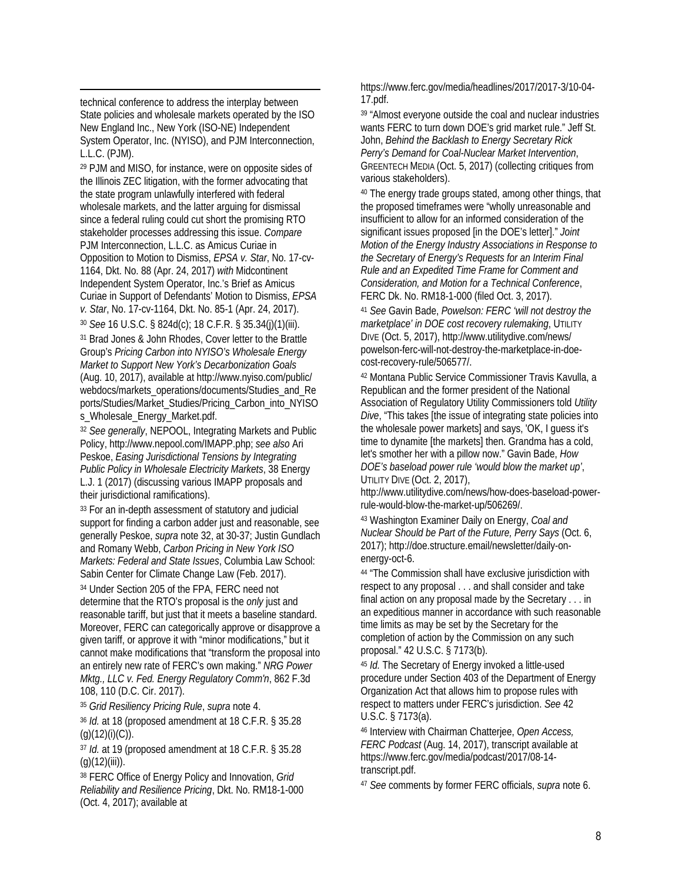technical conference to address the interplay between State policies and wholesale markets operated by the ISO New England Inc., New York (ISO-NE) Independent System Operator, Inc. (NYISO), and PJM Interconnection, L.L.C. (PJM).

[29] PJM and MISO, for instance, were on opposite sides of the Illinois ZEC litigation, with the former advocating that the state program unlawfully interfered with federal wholesale markets, and the latter arguing for dismissal since a federal ruling could cut short the promising RTO stakeholder processes addressing this issue. *Compare* PJM Interconnection, L.L.C. as Amicus Curiae in Opposition to Motion to Dismiss, *EPSA v. Star*, No. 17-cv-1164, Dkt. No. 88 (Apr. 24, 2017) *with* Midcontinent Independent System Operator, Inc.'s Brief as Amicus Curiae in Support of Defendants' Motion to Dismiss, *EPSA v. Star*, No. 17-cv-1164, Dkt. No. 85-1 (Apr. 24, 2017).

[30] *See* 16 U.S.C. § 824d(c); 18 C.F.R. § 35.34(j)(1)(iii).

[31] Brad Jones & John Rhodes, Cover letter to the Brattle Group's *Pricing Carbon into NYISO's Wholesale Energy Market to Support New York's Decarbonization Goals* (Aug. 10, 2017), available at http://www.nyiso.com/public/webdocs/markets_operations/documents/Studies_and_Reports/Studies/Market_Studies/Pricing_Carbon_into_NYISOs_Wholesale_Energy_Market.pdf.

[32] *See generally*, NEPOOL, Integrating Markets and Public Policy, http://www.nepool.com/IMAPP.php; *see also* Ari Peskoe, *Easing Jurisdictional Tensions by Integrating Public Policy in Wholesale Electricity Markets*, 38 Energy L.J. 1 (2017) (discussing various IMAPP proposals and their jurisdictional ramifications).

[33] For an in-depth assessment of statutory and judicial support for finding a carbon adder just and reasonable, see generally Peskoe, *supra* note 32, at 30-37; Justin Gundlach and Romany Webb, *Carbon Pricing in New York ISO Markets: Federal and State Issues*, Columbia Law School: Sabin Center for Climate Change Law (Feb. 2017).

[34] Under Section 205 of the FPA, FERC need not determine that the RTO's proposal is the *only* just and reasonable tariff, but just that it meets a baseline standard. Moreover, FERC can categorically approve or disapprove a given tariff, or approve it with "minor modifications," but it cannot make modifications that "transform the proposal into an entirely new rate of FERC's own making." *NRG Power Mktg., LLC v. Fed. Energy Regulatory Comm'n*, 862 F.3d 108, 110 (D.C. Cir. 2017).

[35] *Grid Resiliency Pricing Rule*, *supra* note 4.

[36] *Id.* at 18 (proposed amendment at 18 C.F.R. § 35.28 (g)(12)(i)(C)).

[37] *Id.* at 19 (proposed amendment at 18 C.F.R. § 35.28 (g)(12)(iii)).

[38] FERC Office of Energy Policy and Innovation, *Grid Reliability and Resilience Pricing*, Dkt. No. RM18-1-000 (Oct. 4, 2017); available at https://www.ferc.gov/media/headlines/2017/2017-3/10-04-17.pdf.

[39] "Almost everyone outside the coal and nuclear industries wants FERC to turn down DOE's grid market rule." Jeff St. John, *Behind the Backlash to Energy Secretary Rick Perry's Demand for Coal-Nuclear Market Intervention*, GREENTECH MEDIA (Oct. 5, 2017) (collecting critiques from various stakeholders).

[40] The energy trade groups stated, among other things, that the proposed timeframes were "wholly unreasonable and insufficient to allow for an informed consideration of the significant issues proposed [in the DOE's letter]." *Joint Motion of the Energy Industry Associations in Response to the Secretary of Energy's Requests for an Interim Final Rule and an Expedited Time Frame for Comment and Consideration, and Motion for a Technical Conference*, FERC Dk. No. RM18-1-000 (filed Oct. 3, 2017).

[41] *See* Gavin Bade, *Powelson: FERC 'will not destroy the marketplace' in DOE cost recovery rulemaking*, UTILITY DIVE (Oct. 5, 2017), http://www.utilitydive.com/news/powelson-ferc-will-not-destroy-the-marketplace-in-doe-cost-recovery-rule/506577/.

[42] Montana Public Service Commissioner Travis Kavulla, a Republican and the former president of the National Association of Regulatory Utility Commissioners told *Utility Dive*, "This takes [the issue of integrating state policies into the wholesale power markets] and says, 'OK, I guess it's time to dynamite [the markets] then. Grandma has a cold, let's smother her with a pillow now." Gavin Bade, *How DOE's baseload power rule 'would blow the market up'*, UTILITY DIVE (Oct. 2, 2017), http://www.utilitydive.com/news/how-does-baseload-power-rule-would-blow-the-market-up/506269/.

[43] Washington Examiner Daily on Energy, *Coal and Nuclear Should be Part of the Future, Perry Says* (Oct. 6, 2017); http://doe.structure.email/newsletter/daily-on-energy-oct-6.

[44] "The Commission shall have exclusive jurisdiction with respect to any proposal . . . and shall consider and take final action on any proposal made by the Secretary . . . in an expeditious manner in accordance with such reasonable time limits as may be set by the Secretary for the completion of action by the Commission on any such proposal." 42 U.S.C. § 7173(b).

[45] *Id.* The Secretary of Energy invoked a little-used procedure under Section 403 of the Department of Energy Organization Act that allows him to propose rules with respect to matters under FERC's jurisdiction. *See* 42 U.S.C. § 7173(a).

[46] Interview with Chairman Chatterjee, *Open Access, FERC Podcast* (Aug. 14, 2017), transcript available at https://www.ferc.gov/media/podcast/2017/08-14-transcript.pdf.

[47] *See* comments by former FERC officials, *supra* note 6.